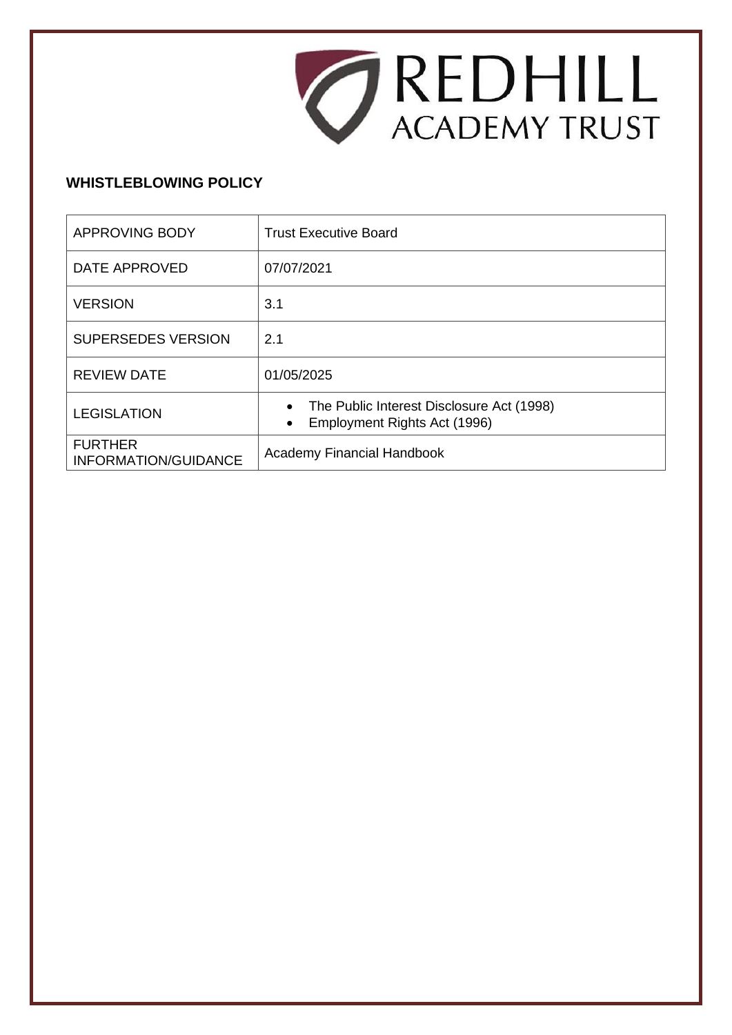# REDHILL ACADEMY TRUST

**WHISTLEBLOWING POLICY**

| | |
|---|---|
| APPROVING BODY | Trust Executive Board |
| DATE APPROVED | 07/07/2021 |
| VERSION | 3.1 |
| SUPERSEDES VERSION | 2.1 |
| REVIEW DATE | 01/05/2025 |
| LEGISLATION | • The Public Interest Disclosure Act (1998)<br>• Employment Rights Act (1996) |
| FURTHER INFORMATION/GUIDANCE | Academy Financial Handbook |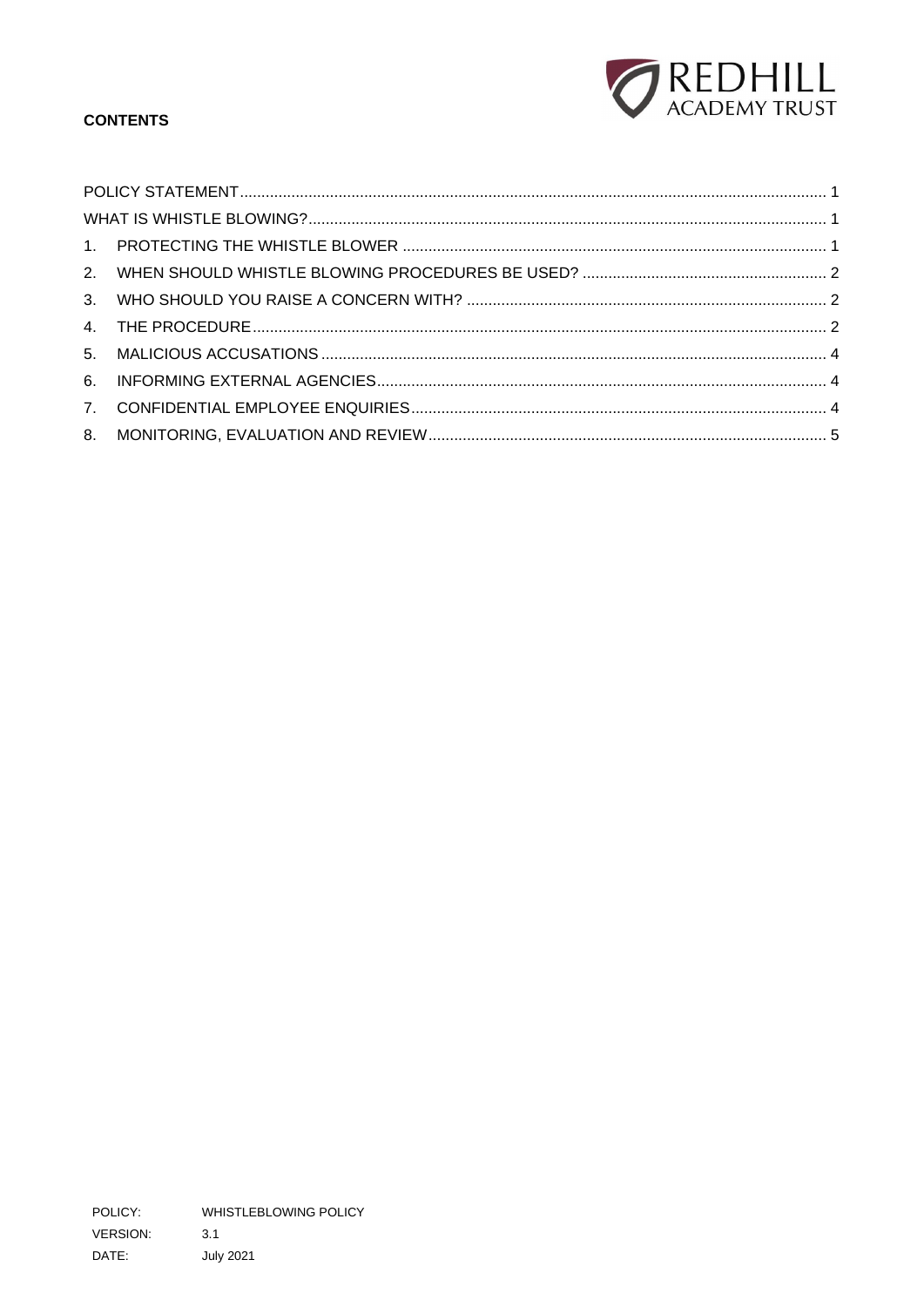**CONTENTS**

| | |
|---|---|
| POLICY STATEMENT | 1 |
| WHAT IS WHISTLE BLOWING? | 1 |
| 1. PROTECTING THE WHISTLE BLOWER | 1 |
| 2. WHEN SHOULD WHISTLE BLOWING PROCEDURES BE USED? | 2 |
| 3. WHO SHOULD YOU RAISE A CONCERN WITH? | 2 |
| 4. THE PROCEDURE | 2 |
| 5. MALICIOUS ACCUSATIONS | 4 |
| 6. INFORMING EXTERNAL AGENCIES | 4 |
| 7. CONFIDENTIAL EMPLOYEE ENQUIRIES | 4 |
| 8. MONITORING, EVALUATION AND REVIEW | 5 |

POLICY: WHISTLEBLOWING POLICY
VERSION: 3.1
DATE: July 2021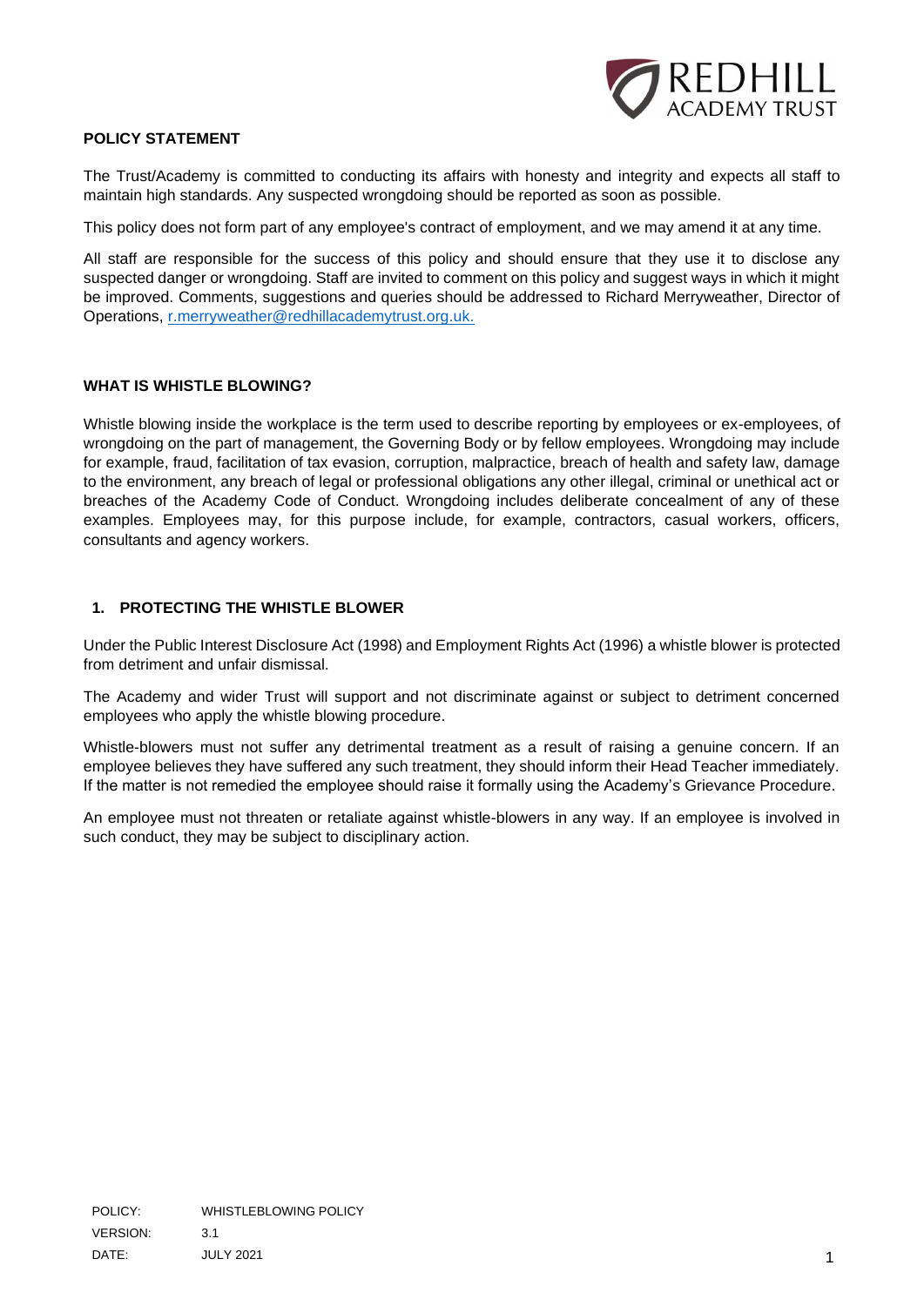## POLICY STATEMENT

The Trust/Academy is committed to conducting its affairs with honesty and integrity and expects all staff to maintain high standards. Any suspected wrongdoing should be reported as soon as possible.

This policy does not form part of any employee's contract of employment, and we may amend it at any time.

All staff are responsible for the success of this policy and should ensure that they use it to disclose any suspected danger or wrongdoing. Staff are invited to comment on this policy and suggest ways in which it might be improved. Comments, suggestions and queries should be addressed to Richard Merryweather, Director of Operations, r.merryweather@redhillacademytrust.org.uk.

## WHAT IS WHISTLE BLOWING?

Whistle blowing inside the workplace is the term used to describe reporting by employees or ex-employees, of wrongdoing on the part of management, the Governing Body or by fellow employees. Wrongdoing may include for example, fraud, facilitation of tax evasion, corruption, malpractice, breach of health and safety law, damage to the environment, any breach of legal or professional obligations any other illegal, criminal or unethical act or breaches of the Academy Code of Conduct. Wrongdoing includes deliberate concealment of any of these examples. Employees may, for this purpose include, for example, contractors, casual workers, officers, consultants and agency workers.

## 1. PROTECTING THE WHISTLE BLOWER

Under the Public Interest Disclosure Act (1998) and Employment Rights Act (1996) a whistle blower is protected from detriment and unfair dismissal.

The Academy and wider Trust will support and not discriminate against or subject to detriment concerned employees who apply the whistle blowing procedure.

Whistle-blowers must not suffer any detrimental treatment as a result of raising a genuine concern. If an employee believes they have suffered any such treatment, they should inform their Head Teacher immediately. If the matter is not remedied the employee should raise it formally using the Academy's Grievance Procedure.

An employee must not threaten or retaliate against whistle-blowers in any way. If an employee is involved in such conduct, they may be subject to disciplinary action.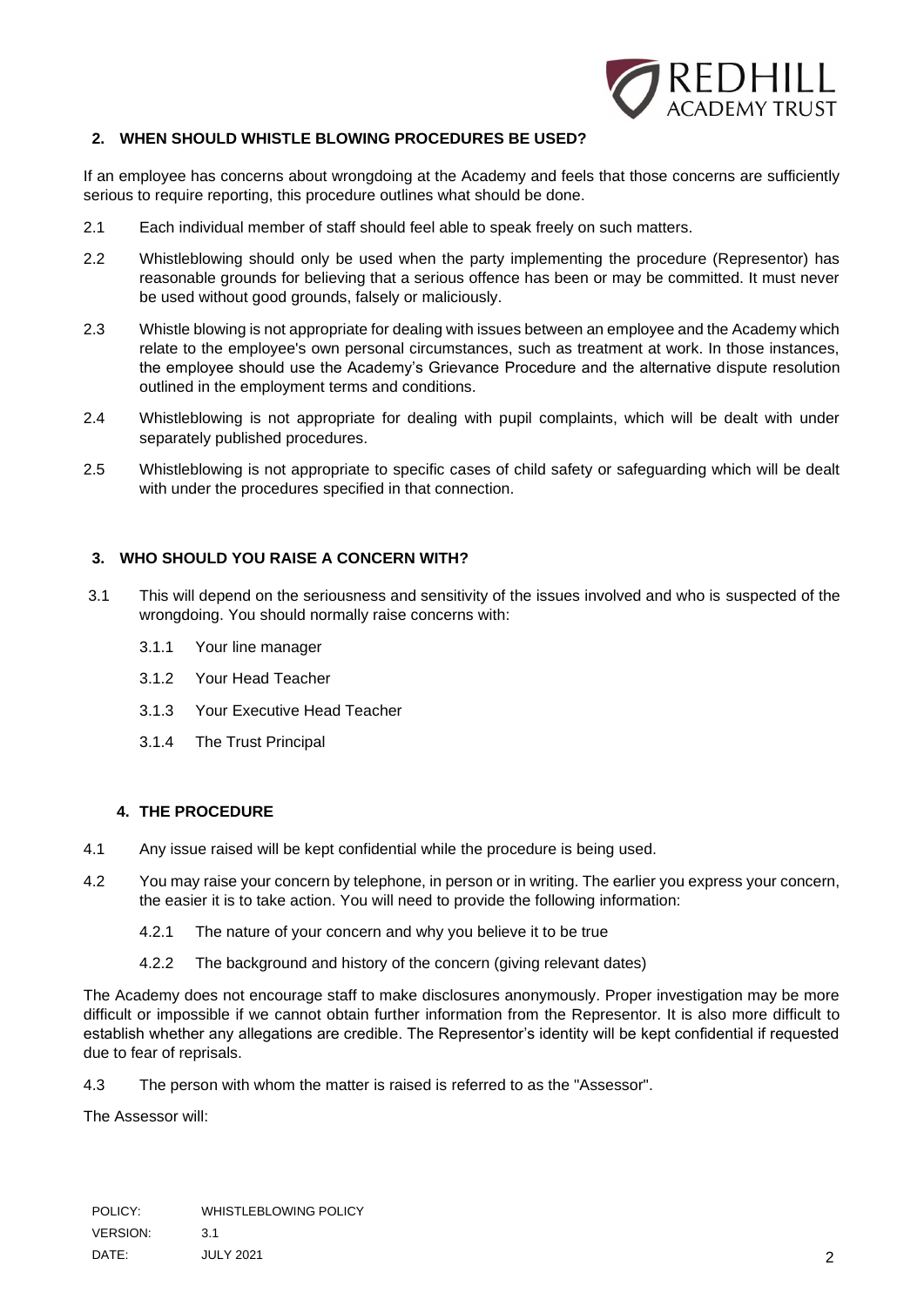## 2. WHEN SHOULD WHISTLE BLOWING PROCEDURES BE USED?

If an employee has concerns about wrongdoing at the Academy and feels that those concerns are sufficiently serious to require reporting, this procedure outlines what should be done.

2.1 Each individual member of staff should feel able to speak freely on such matters.

2.2 Whistleblowing should only be used when the party implementing the procedure (Representor) has reasonable grounds for believing that a serious offence has been or may be committed. It must never be used without good grounds, falsely or maliciously.

2.3 Whistle blowing is not appropriate for dealing with issues between an employee and the Academy which relate to the employee's own personal circumstances, such as treatment at work. In those instances, the employee should use the Academy's Grievance Procedure and the alternative dispute resolution outlined in the employment terms and conditions.

2.4 Whistleblowing is not appropriate for dealing with pupil complaints, which will be dealt with under separately published procedures.

2.5 Whistleblowing is not appropriate to specific cases of child safety or safeguarding which will be dealt with under the procedures specified in that connection.

## 3. WHO SHOULD YOU RAISE A CONCERN WITH?

3.1 This will depend on the seriousness and sensitivity of the issues involved and who is suspected of the wrongdoing. You should normally raise concerns with:

- 3.1.1 Your line manager
- 3.1.2 Your Head Teacher
- 3.1.3 Your Executive Head Teacher
- 3.1.4 The Trust Principal

## 4. THE PROCEDURE

4.1 Any issue raised will be kept confidential while the procedure is being used.

4.2 You may raise your concern by telephone, in person or in writing. The earlier you express your concern, the easier it is to take action. You will need to provide the following information:

- 4.2.1 The nature of your concern and why you believe it to be true
- 4.2.2 The background and history of the concern (giving relevant dates)

The Academy does not encourage staff to make disclosures anonymously. Proper investigation may be more difficult or impossible if we cannot obtain further information from the Representor. It is also more difficult to establish whether any allegations are credible. The Representor's identity will be kept confidential if requested due to fear of reprisals.

4.3 The person with whom the matter is raised is referred to as the "Assessor".

The Assessor will: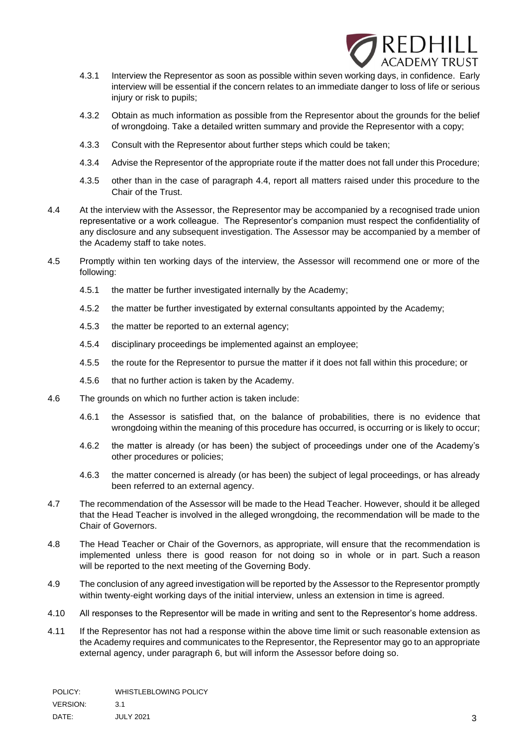4.3.1 Interview the Representor as soon as possible within seven working days, in confidence. Early interview will be essential if the concern relates to an immediate danger to loss of life or serious injury or risk to pupils;

4.3.2 Obtain as much information as possible from the Representor about the grounds for the belief of wrongdoing. Take a detailed written summary and provide the Representor with a copy;

4.3.3 Consult with the Representor about further steps which could be taken;

4.3.4 Advise the Representor of the appropriate route if the matter does not fall under this Procedure;

4.3.5 other than in the case of paragraph 4.4, report all matters raised under this procedure to the Chair of the Trust.

4.4 At the interview with the Assessor, the Representor may be accompanied by a recognised trade union representative or a work colleague. The Representor's companion must respect the confidentiality of any disclosure and any subsequent investigation. The Assessor may be accompanied by a member of the Academy staff to take notes.

4.5 Promptly within ten working days of the interview, the Assessor will recommend one or more of the following:

4.5.1 the matter be further investigated internally by the Academy;

4.5.2 the matter be further investigated by external consultants appointed by the Academy;

4.5.3 the matter be reported to an external agency;

4.5.4 disciplinary proceedings be implemented against an employee;

4.5.5 the route for the Representor to pursue the matter if it does not fall within this procedure; or

4.5.6 that no further action is taken by the Academy.

4.6 The grounds on which no further action is taken include:

4.6.1 the Assessor is satisfied that, on the balance of probabilities, there is no evidence that wrongdoing within the meaning of this procedure has occurred, is occurring or is likely to occur;

4.6.2 the matter is already (or has been) the subject of proceedings under one of the Academy's other procedures or policies;

4.6.3 the matter concerned is already (or has been) the subject of legal proceedings, or has already been referred to an external agency.

4.7 The recommendation of the Assessor will be made to the Head Teacher. However, should it be alleged that the Head Teacher is involved in the alleged wrongdoing, the recommendation will be made to the Chair of Governors.

4.8 The Head Teacher or Chair of the Governors, as appropriate, will ensure that the recommendation is implemented unless there is good reason for not doing so in whole or in part. Such a reason will be reported to the next meeting of the Governing Body.

4.9 The conclusion of any agreed investigation will be reported by the Assessor to the Representor promptly within twenty-eight working days of the initial interview, unless an extension in time is agreed.

4.10 All responses to the Representor will be made in writing and sent to the Representor's home address.

4.11 If the Representor has not had a response within the above time limit or such reasonable extension as the Academy requires and communicates to the Representor, the Representor may go to an appropriate external agency, under paragraph 6, but will inform the Assessor before doing so.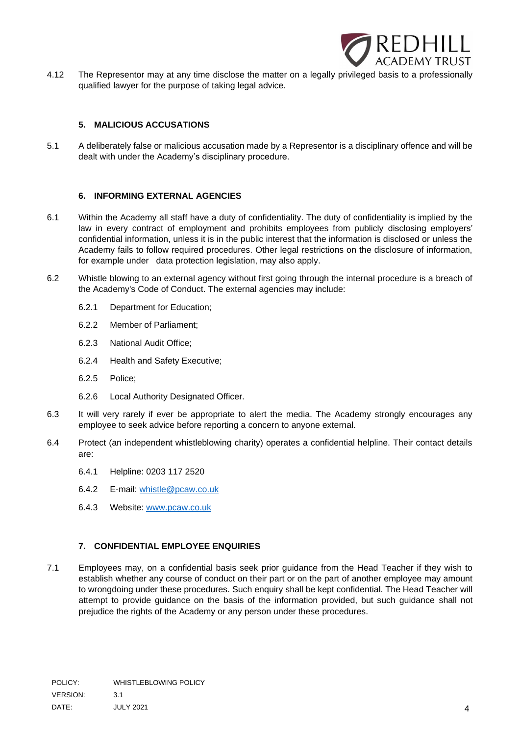4.12 The Representor may at any time disclose the matter on a legally privileged basis to a professionally qualified lawyer for the purpose of taking legal advice.

## 5. MALICIOUS ACCUSATIONS

5.1 A deliberately false or malicious accusation made by a Representor is a disciplinary offence and will be dealt with under the Academy's disciplinary procedure.

## 6. INFORMING EXTERNAL AGENCIES

6.1 Within the Academy all staff have a duty of confidentiality. The duty of confidentiality is implied by the law in every contract of employment and prohibits employees from publicly disclosing employers' confidential information, unless it is in the public interest that the information is disclosed or unless the Academy fails to follow required procedures. Other legal restrictions on the disclosure of information, for example under data protection legislation, may also apply.

6.2 Whistle blowing to an external agency without first going through the internal procedure is a breach of the Academy's Code of Conduct. The external agencies may include:

- 6.2.1 Department for Education;
- 6.2.2 Member of Parliament;
- 6.2.3 National Audit Office;
- 6.2.4 Health and Safety Executive;
- 6.2.5 Police;
- 6.2.6 Local Authority Designated Officer.

6.3 It will very rarely if ever be appropriate to alert the media. The Academy strongly encourages any employee to seek advice before reporting a concern to anyone external.

6.4 Protect (an independent whistleblowing charity) operates a confidential helpline. Their contact details are:

- 6.4.1 Helpline: 0203 117 2520
- 6.4.2 E-mail: whistle@pcaw.co.uk
- 6.4.3 Website: www.pcaw.co.uk

## 7. CONFIDENTIAL EMPLOYEE ENQUIRIES

7.1 Employees may, on a confidential basis seek prior guidance from the Head Teacher if they wish to establish whether any course of conduct on their part or on the part of another employee may amount to wrongdoing under these procedures. Such enquiry shall be kept confidential. The Head Teacher will attempt to provide guidance on the basis of the information provided, but such guidance shall not prejudice the rights of the Academy or any person under these procedures.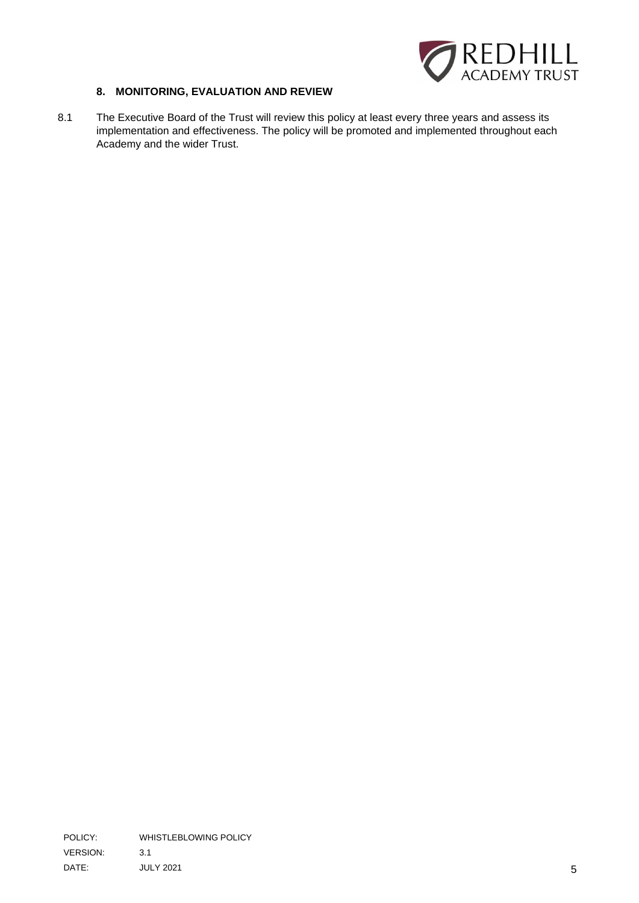## 8. MONITORING, EVALUATION AND REVIEW

8.1 The Executive Board of the Trust will review this policy at least every three years and assess its implementation and effectiveness. The policy will be promoted and implemented throughout each Academy and the wider Trust.